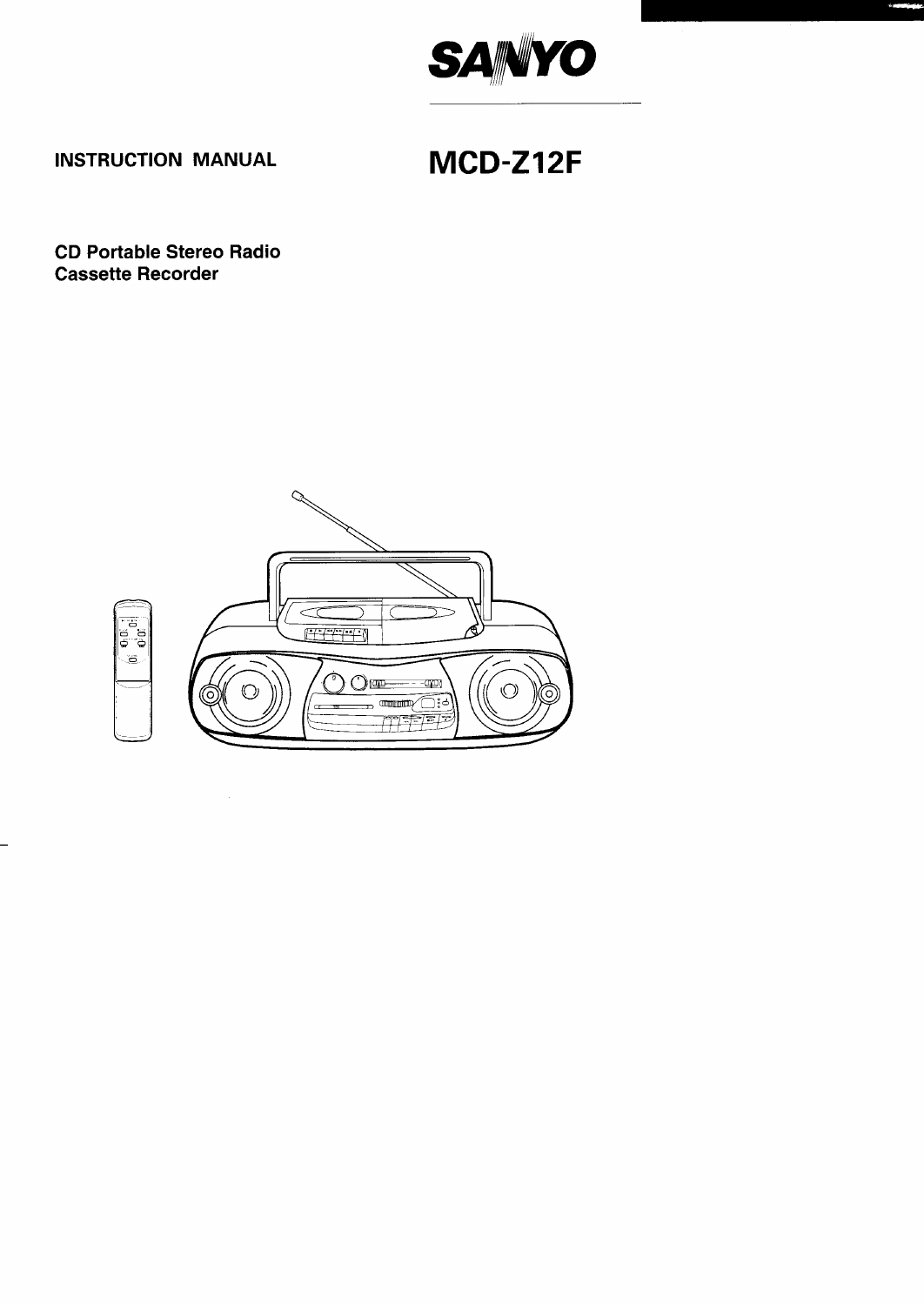# SANYO

## INSTRUCTION MANUAL

# MCD-Z12F

**CD Portable Stereo Radio Cassette Recorder**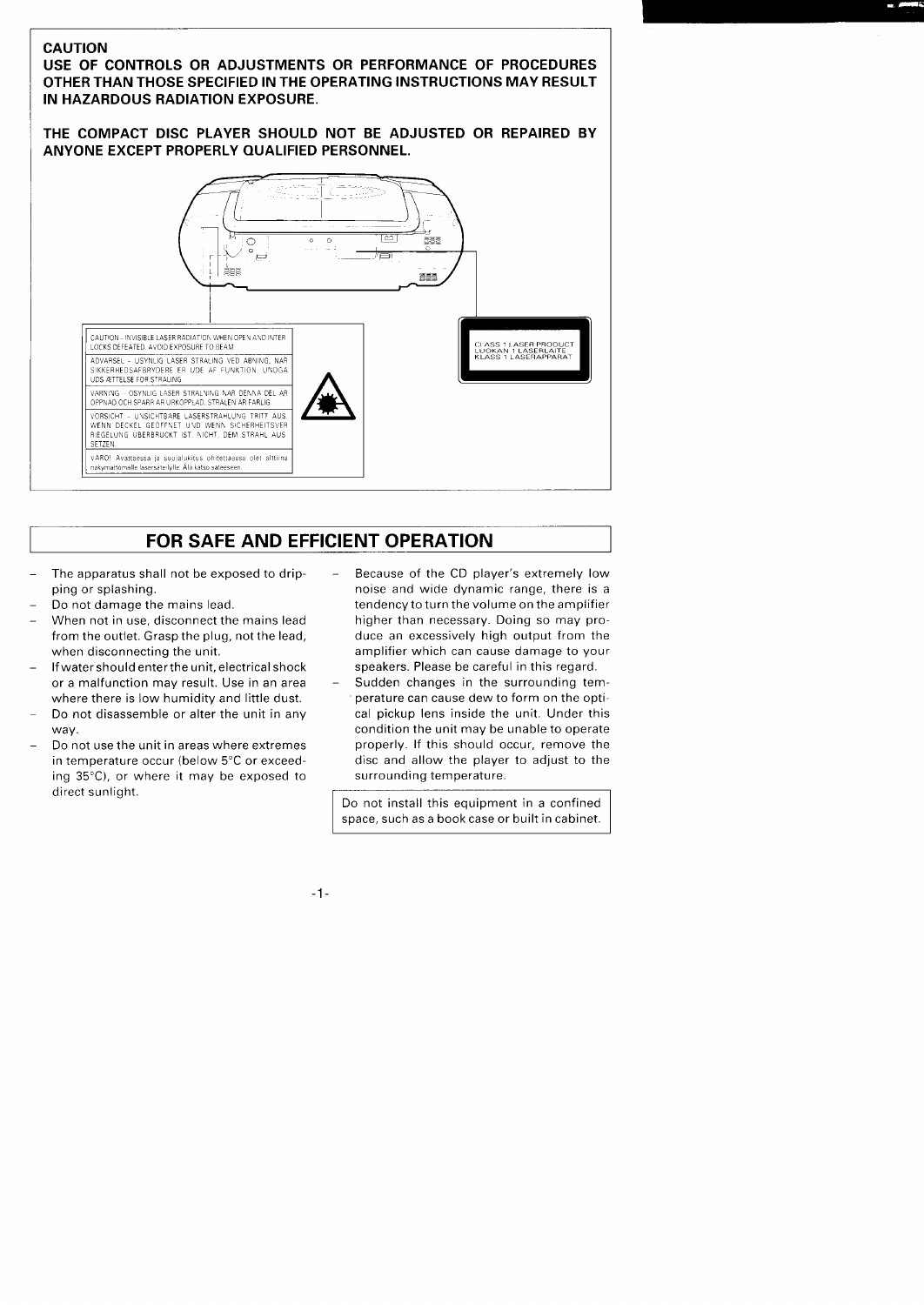**CAUTION**

**USE OF CONTROLS OR ADJUSTMENTS OR PERFORMANCE OF PROCEDURES OTHER THAN THOSE SPECIFIED IN THE OPERATING INSTRUCTIONS MAY RESULT IN HAZARDOUS RADIATION EXPOSURE.**

**THE COMPACT DISC PLAYER SHOULD NOT BE ADJUSTED OR REPAIRED BY ANYONE EXCEPT PROPERLY QUALIFIED PERSONNEL.**

CAUTION – INVISIBLE LASER RADIATION WHEN OPEN AND INTER LOCKS DEFEATED. AVOID EXPOSURE TO BEAM.

ADVARSEL – USYNLIG LASER STRALING VED ABNING, NAR SIKKERHEDSAFBRYDERE ER UDE AF FUNKTION. UNDGA UDS ÆTTELSE FOR STRALING.

VARNING – OSYNLIG LASER STRALNING NAR DENNA DEL AR OPPNAD OCH SPARR AR URKOPPLAD. STRALEN AR FARLIG.

VORSICHT – UNSICHTBARE LASERSTRAHLUNG TRITT AUS, WENN DECKEL GEÖFFNET UND WENN SICHERHEITSVERRIEGELUNG UBERBRUCKT IST. NICHT DEM STRAHL AUSSETZEN.

VARO! Avattaessa ja suojalukitus ohitettaessa olet alttiina näkymättömälle lasersäteilylle. Älä katso säteeseen.

CLASS 1 LASER PRODUCT
LUOKAN 1 LASERLAITE
KLASS 1 LASERAPPARAT

## FOR SAFE AND EFFICIENT OPERATION

- The apparatus shall not be exposed to dripping or splashing.
- Do not damage the mains lead.
- When not in use, disconnect the mains lead from the outlet. Grasp the plug, not the lead, when disconnecting the unit.
- If water should enter the unit, electrical shock or a malfunction may result. Use in an area where there is low humidity and little dust.
- Do not disassemble or alter the unit in any way.
- Do not use the unit in areas where extremes in temperature occur (below 5°C or exceeding 35°C), or where it may be exposed to direct sunlight.
- Because of the CD player's extremely low noise and wide dynamic range, there is a tendency to turn the volume on the amplifier higher than necessary. Doing so may produce an excessively high output from the amplifier which can cause damage to your speakers. Please be careful in this regard.
- Sudden changes in the surrounding temperature can cause dew to form on the optical pickup lens inside the unit. Under this condition the unit may be unable to operate properly. If this should occur, remove the disc and allow the player to adjust to the surrounding temperature.

Do not install this equipment in a confined space, such as a book case or built in cabinet.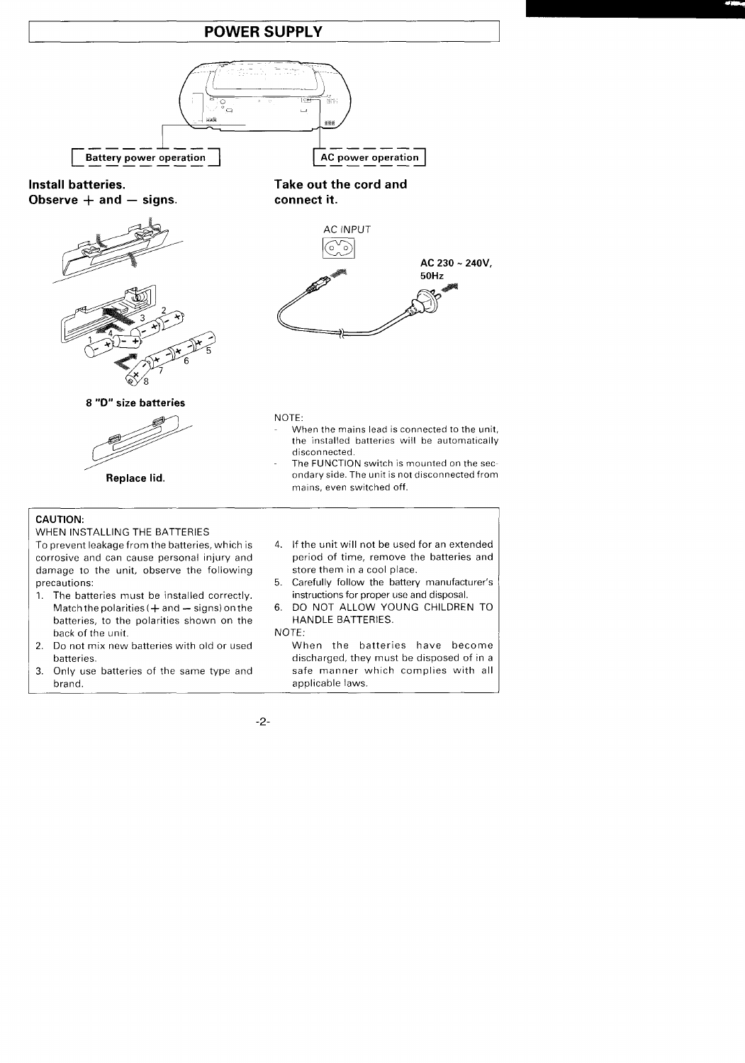# POWER SUPPLY

Battery power operation

AC power operation

### Install batteries.
### Observe + and − signs.

8 "D" size batteries

Replace lid.

### Take out the cord and connect it.

AC INPUT

**AC 230 ~ 240V, 50Hz**

NOTE:

- When the mains lead is connected to the unit, the installed batteries will be automatically disconnected.
- The FUNCTION switch is mounted on the secondary side. The unit is not disconnected from mains, even switched off.

**CAUTION:**

WHEN INSTALLING THE BATTERIES

To prevent leakage from the batteries, which is corrosive and can cause personal injury and damage to the unit, observe the following precautions:

1. The batteries must be installed correctly. Match the polarities (+ and − signs) on the batteries, to the polarities shown on the back of the unit.
2. Do not mix new batteries with old or used batteries.
3. Only use batteries of the same type and brand.
4. If the unit will not be used for an extended period of time, remove the batteries and store them in a cool place.
5. Carefully follow the battery manufacturer's instructions for proper use and disposal.
6. DO NOT ALLOW YOUNG CHILDREN TO HANDLE BATTERIES.

NOTE:

When the batteries have become discharged, they must be disposed of in a safe manner which complies with all applicable laws.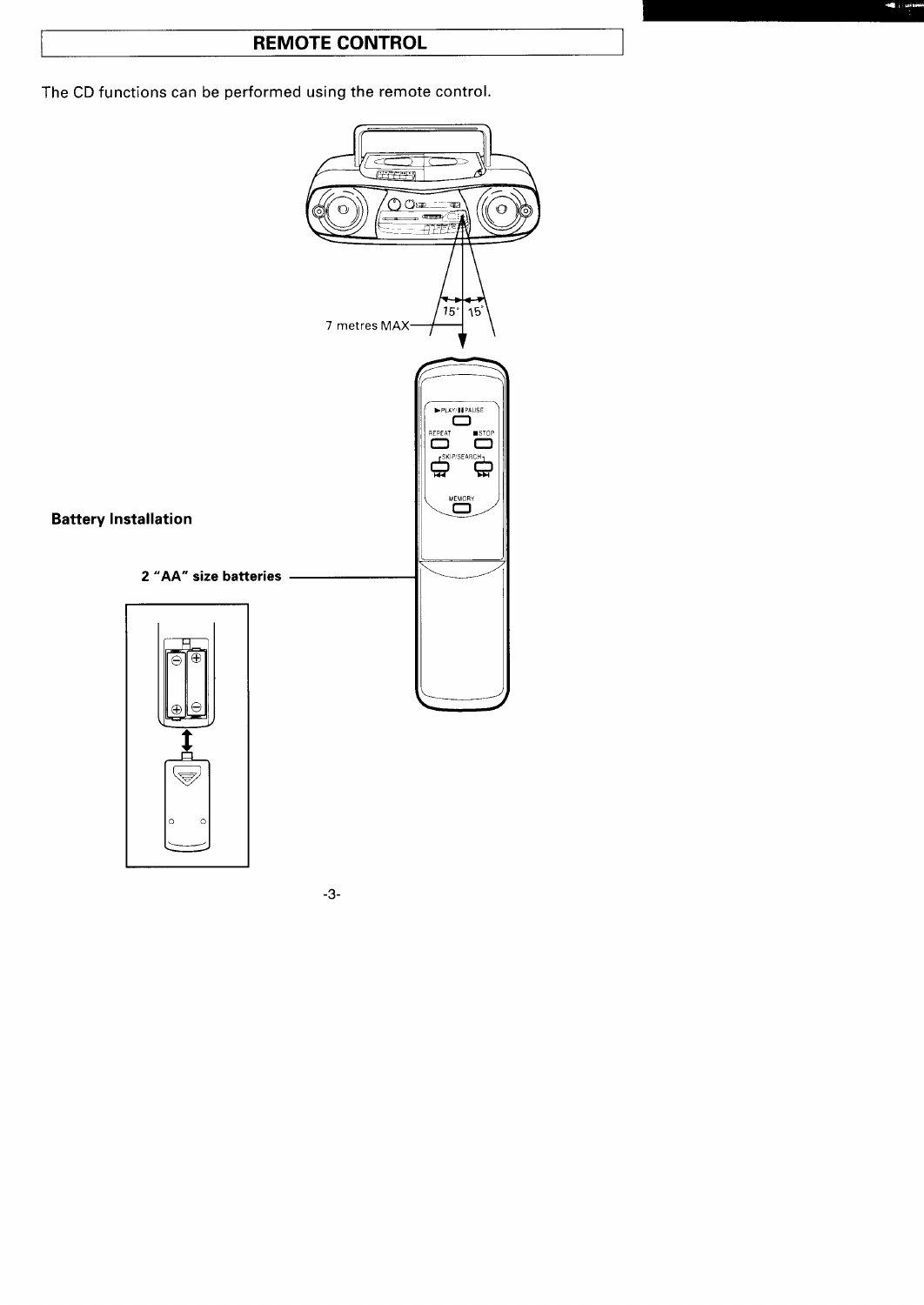# REMOTE CONTROL

The CD functions can be performed using the remote control.

7 metres MAX

15° 15°

▶PLAY/❚❚PAUSE

REPEAT ■STOP

SKIP/SEARCH

MEMORY

**Battery Installation**

**2 "AA" size batteries**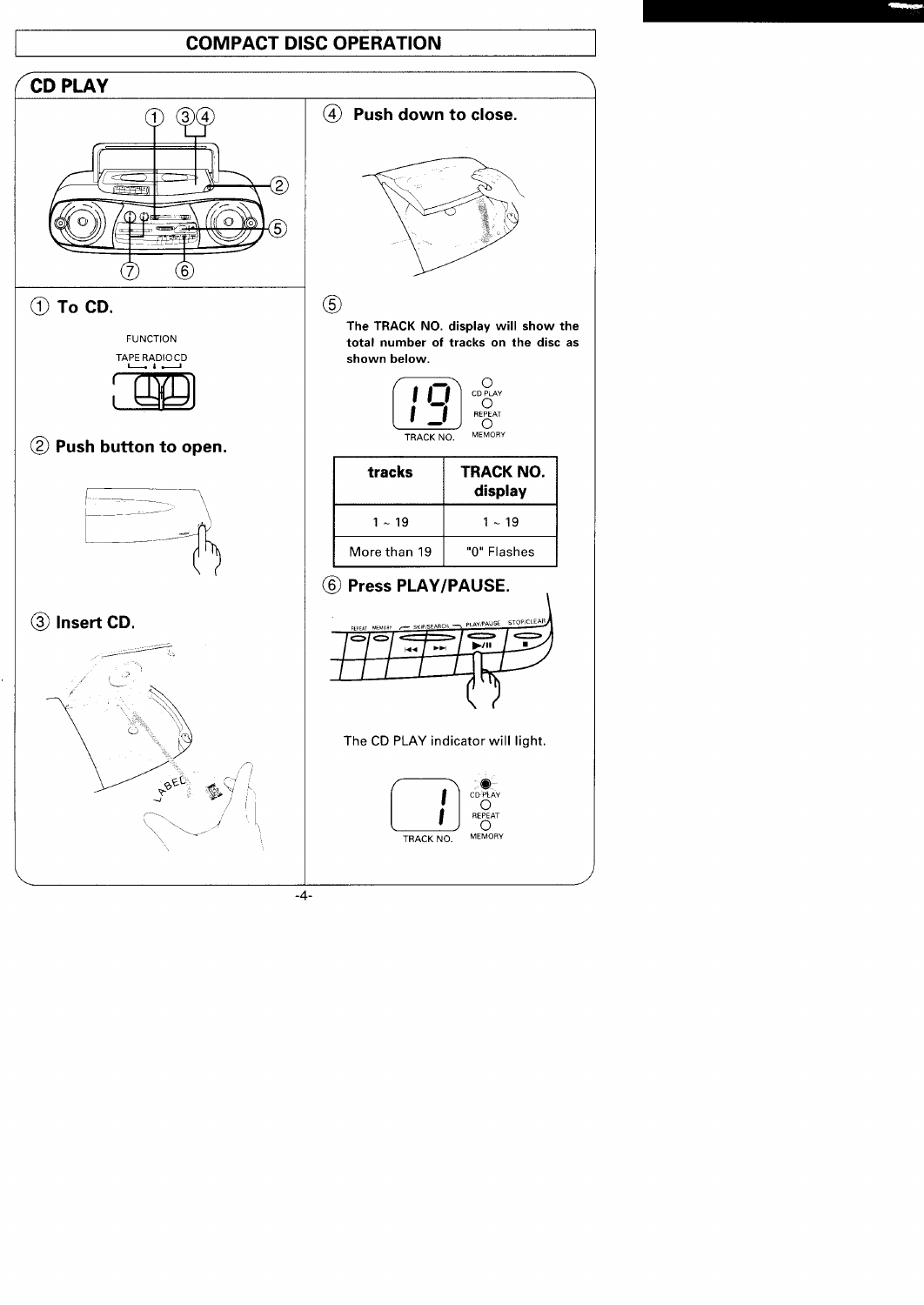# COMPACT DISC OPERATION

## CD PLAY

### ① To CD.

FUNCTION

TAPE RADIO CD

### ② Push button to open.

### ③ Insert CD.

### ④ Push down to close.

### ⑤

**The TRACK NO. display will show the total number of tracks on the disc as shown below.**

| tracks | TRACK NO. display |
|---|---|
| 1 ~ 19 | 1 ~ 19 |
| More than 19 | "0" Flashes |

### ⑥ Press PLAY/PAUSE.

The CD PLAY indicator will light.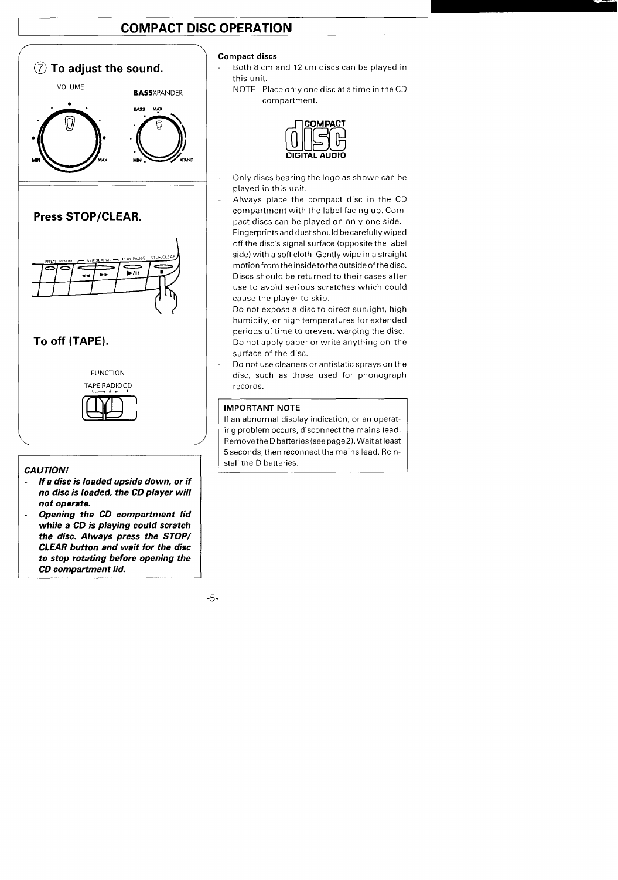# COMPACT DISC OPERATION

## ⑦ To adjust the sound.

VOLUME

BASSXPANDER

MIN MAX

BASS MAX

MIN XPAND

## Press STOP/CLEAR.

REPEAT MEMORY SKIP/SEARCH PLAY/PAUSE STOP/CLEAR

## To off (TAPE).

FUNCTION

TAPE RADIO CD

**CAUTION!**

- ***If a disc is loaded upside down, or if no disc is loaded, the CD player will not operate.***
- ***Opening the CD compartment lid while a CD is playing could scratch the disc. Always press the STOP/CLEAR button and wait for the disc to stop rotating before opening the CD compartment lid.***

**Compact discs**

- Both 8 cm and 12 cm discs can be played in this unit.

  NOTE: Place only one disc at a time in the CD compartment.

COMPACT disc DIGITAL AUDIO

- Only discs bearing the logo as shown can be played in this unit.
- Always place the compact disc in the CD compartment with the label facing up. Compact discs can be played on only one side.
- Fingerprints and dust should be carefully wiped off the disc's signal surface (opposite the label side) with a soft cloth. Gently wipe in a straight motion from the inside to the outside of the disc.
- Discs should be returned to their cases after use to avoid serious scratches which could cause the player to skip.
- Do not expose a disc to direct sunlight, high humidity, or high temperatures for extended periods of time to prevent warping the disc.
- Do not apply paper or write anything on the surface of the disc.
- Do not use cleaners or antistatic sprays on the disc, such as those used for phonograph records.

**IMPORTANT NOTE**

If an abnormal display indication, or an operating problem occurs, disconnect the mains lead. Remove the D batteries (see page 2). Wait at least 5 seconds, then reconnect the mains lead. Reinstall the D batteries.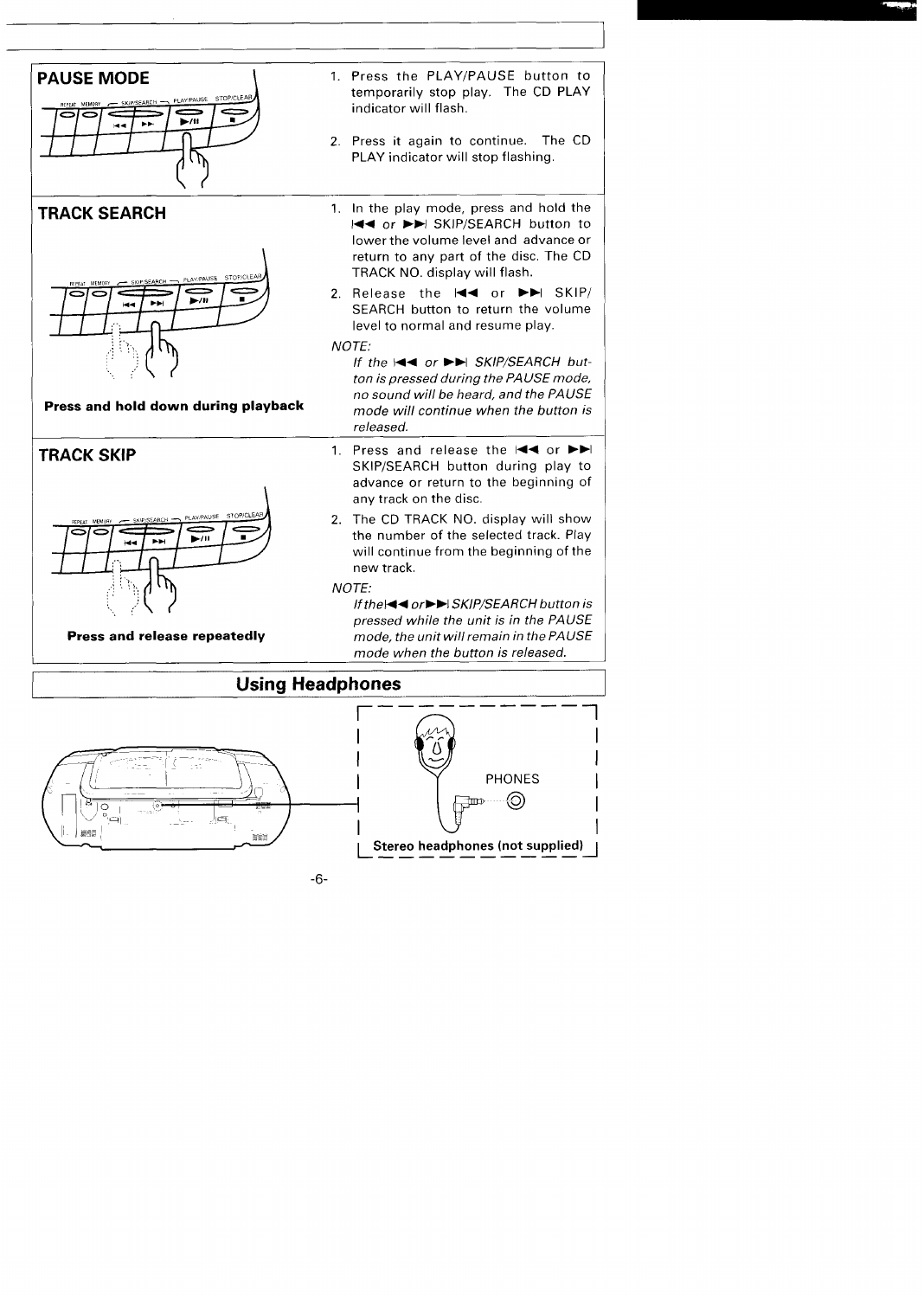## PAUSE MODE

1. Press the PLAY/PAUSE button to temporarily stop play. The CD PLAY indicator will flash.
2. Press it again to continue. The CD PLAY indicator will stop flashing.

## TRACK SEARCH

**Press and hold down during playback**

1. In the play mode, press and hold the ⏮ or ⏭ SKIP/SEARCH button to lower the volume level and advance or return to any part of the disc. The CD TRACK NO. display will flash.
2. Release the ⏮ or ⏭ SKIP/SEARCH button to return the volume level to normal and resume play.

*NOTE:*

*If the ⏮ or ⏭ SKIP/SEARCH button is pressed during the PAUSE mode, no sound will be heard, and the PAUSE mode will continue when the button is released.*

## TRACK SKIP

**Press and release repeatedly**

1. Press and release the ⏮ or ⏭ SKIP/SEARCH button during play to advance or return to the beginning of any track on the disc.
2. The CD TRACK NO. display will show the number of the selected track. Play will continue from the beginning of the new track.

*NOTE:*

*If the ⏮ or ⏭ SKIP/SEARCH button is pressed while the unit is in the PAUSE mode, the unit will remain in the PAUSE mode when the button is released.*

## Using Headphones

PHONES

**Stereo headphones (not supplied)**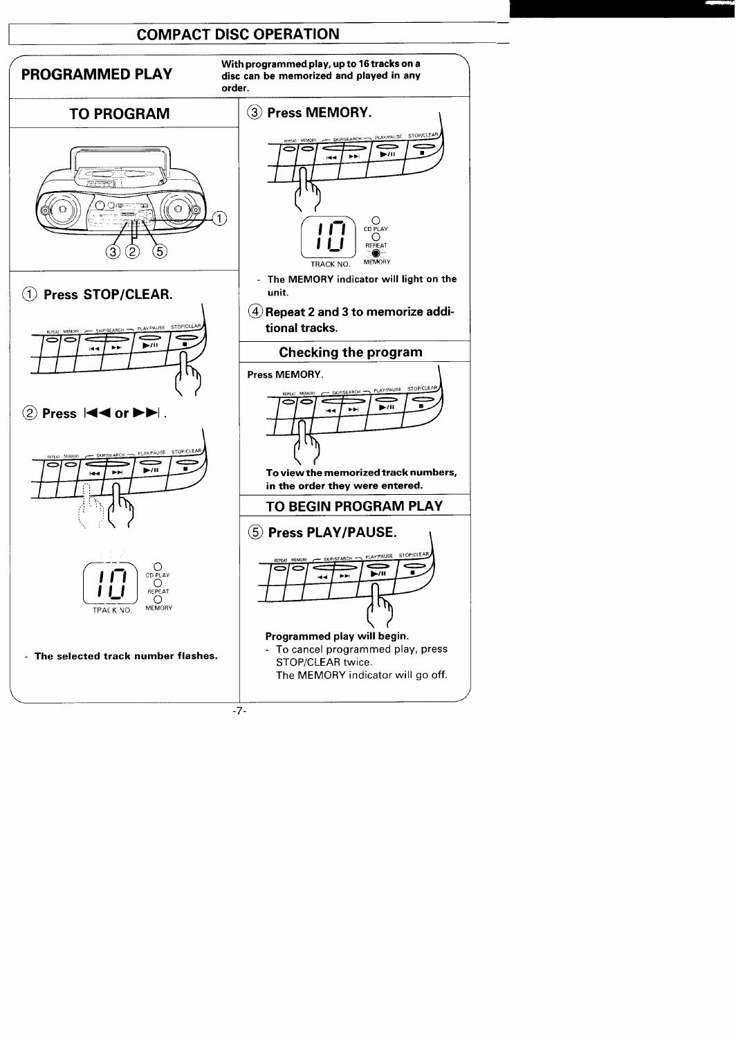# COMPACT DISC OPERATION

## PROGRAMMED PLAY

**With programmed play, up to 16 tracks on a disc can be memorized and played in any order.**

### TO PROGRAM

① **Press STOP/CLEAR.**

② **Press ◄◄ or ►►.**

- **The selected track number flashes.**

③ **Press MEMORY.**

- **The MEMORY indicator will light on the unit.**

④ **Repeat 2 and 3 to memorize additional tracks.**

### Checking the program

**Press MEMORY.**

**To view the memorized track numbers, in the order they were entered.**

### TO BEGIN PROGRAM PLAY

⑤ **Press PLAY/PAUSE.**

**Programmed play will begin.**

- To cancel programmed play, press STOP/CLEAR twice.
  The MEMORY indicator will go off.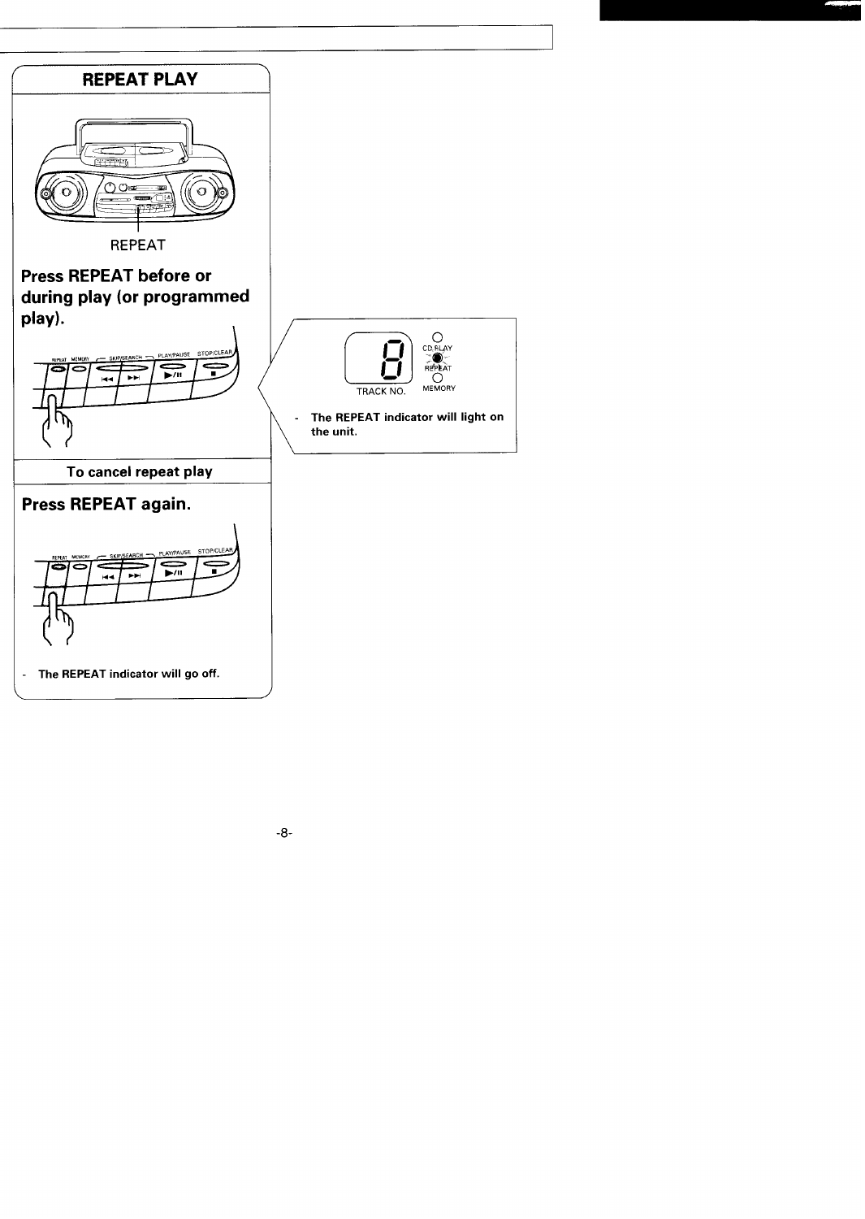## REPEAT PLAY

REPEAT

**Press REPEAT before or during play (or programmed play).**

REPEAT MEMORY SKIP/SEARCH PLAY/PAUSE STOP/CLEAR

TRACK NO. CD PLAY REPEAT MEMORY

- **The REPEAT indicator will light on the unit.**

### To cancel repeat play

**Press REPEAT again.**

REPEAT MEMORY SKIP/SEARCH PLAY/PAUSE STOP/CLEAR

- **The REPEAT indicator will go off.**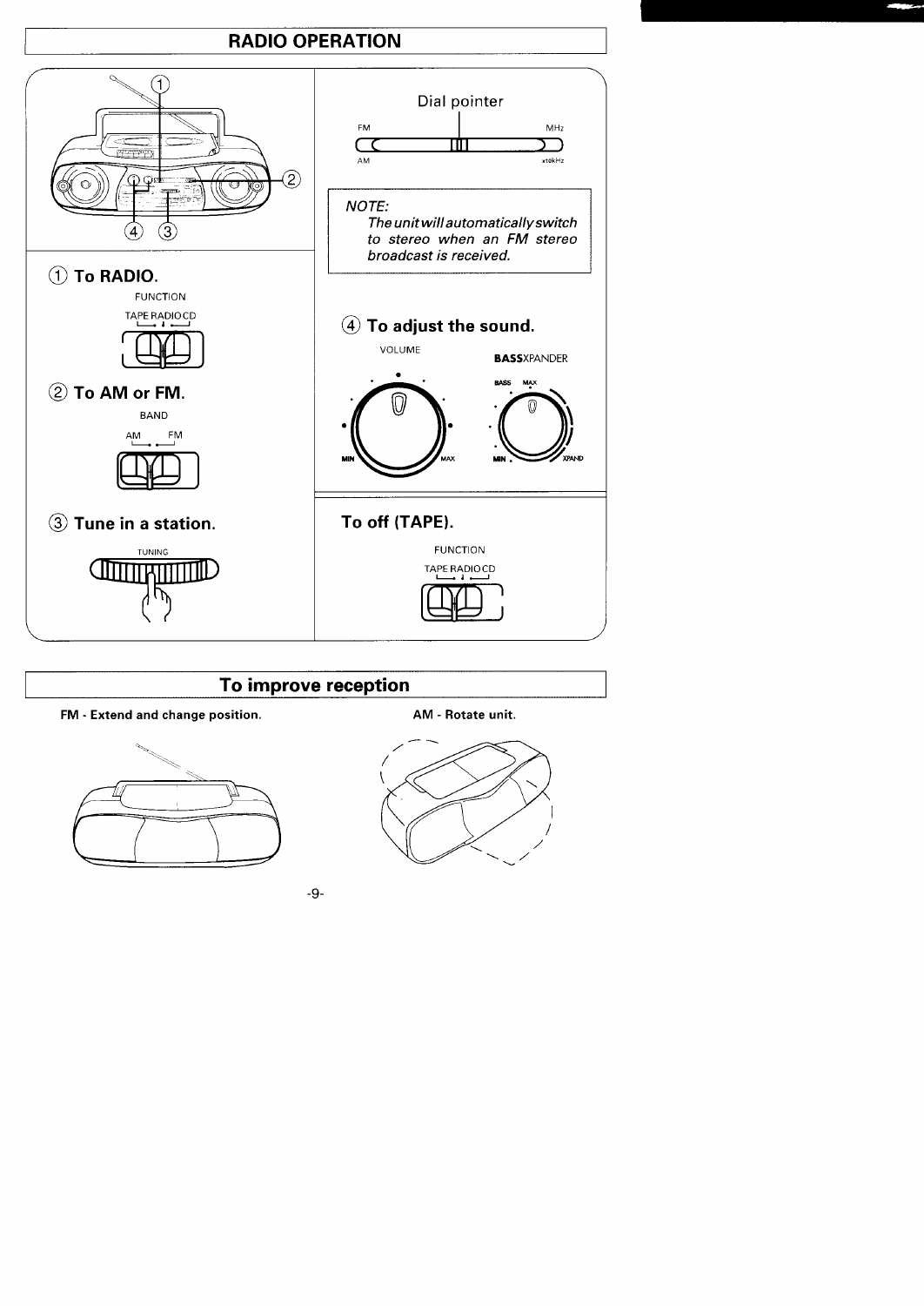# RADIO OPERATION

① To RADIO.

FUNCTION

TAPE RADIO CD

② To AM or FM.

BAND

AM FM

③ Tune in a station.

TUNING

Dial pointer

FM MHz

AM x10kHz

> *NOTE:*
> *The unit will automatically switch to stereo when an FM stereo broadcast is received.*

④ To adjust the sound.

VOLUME

MIN MAX

**BASS**XPANDER

BASS MAX

MIN XPAND

**To off (TAPE).**

FUNCTION

TAPE RADIO CD

# To improve reception

**FM - Extend and change position.**

**AM - Rotate unit.**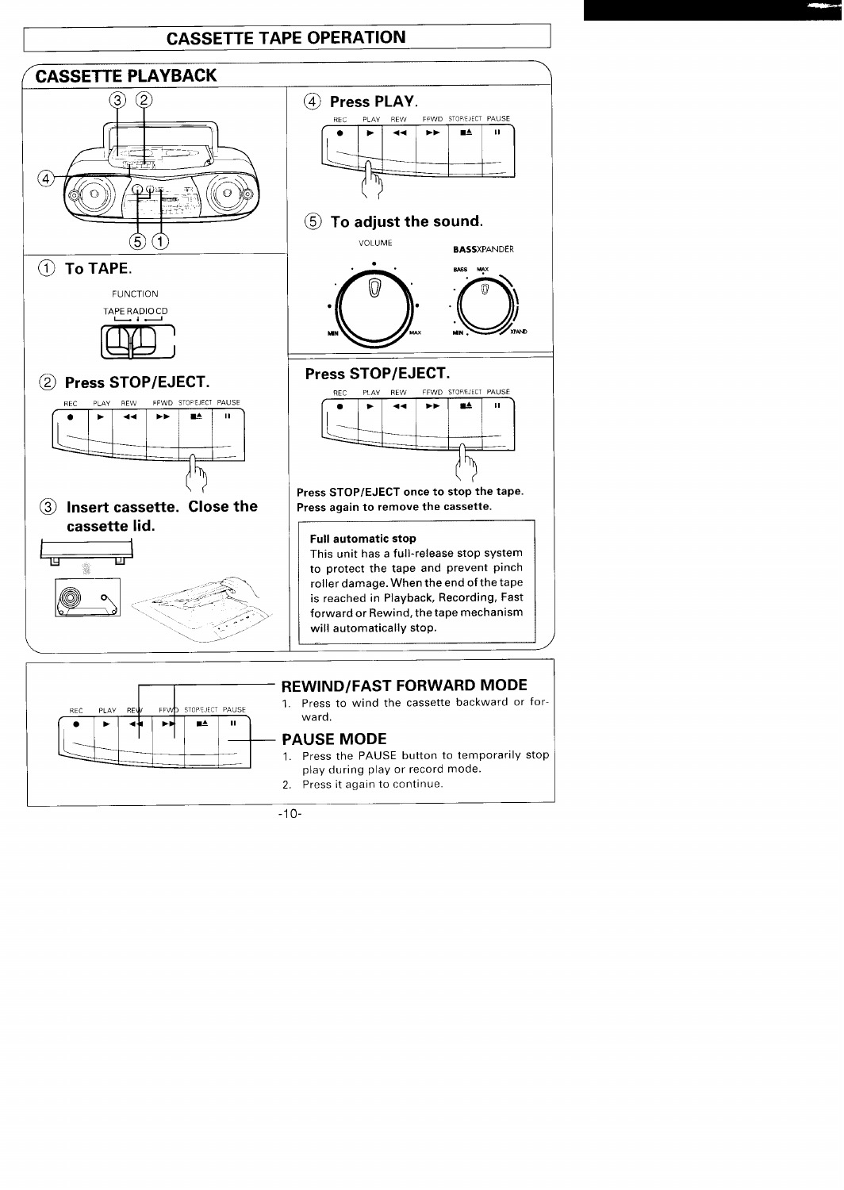# CASSETTE TAPE OPERATION

## CASSETTE PLAYBACK

### ① To TAPE.

FUNCTION

TAPE RADIO CD

### ② Press STOP/EJECT.

REC PLAY REW FFWD STOP/EJECT PAUSE

### ③ Insert cassette. Close the cassette lid.

### ④ Press PLAY.

REC PLAY REW FFWD STOP/EJECT PAUSE

### ⑤ To adjust the sound.

VOLUME

MIN MAX

BASSXPANDER

BASS MAX

MIN XPAND

### Press STOP/EJECT.

REC PLAY REW FFWD STOP/EJECT PAUSE

**Press STOP/EJECT once to stop the tape.**
**Press again to remove the cassette.**

**Full automatic stop**
This unit has a full-release stop system to protect the tape and prevent pinch roller damage. When the end of the tape is reached in Playback, Recording, Fast forward or Rewind, the tape mechanism will automatically stop.

REC PLAY REW FFWD STOP/EJECT PAUSE

## REWIND/FAST FORWARD MODE

1. Press to wind the cassette backward or forward.

## PAUSE MODE

1. Press the PAUSE button to temporarily stop play during play or record mode.
2. Press it again to continue.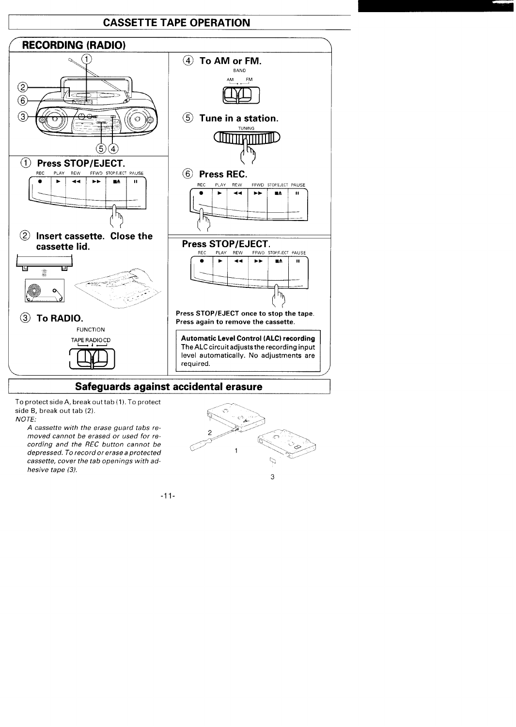# CASSETTE TAPE OPERATION

## RECORDING (RADIO)

① **Press STOP/EJECT.**

REC PLAY REW FFWD STOP/EJECT PAUSE

② **Insert cassette. Close the cassette lid.**

③ **To RADIO.**

FUNCTION

TAPE RADIO CD

④ **To AM or FM.**

BAND

AM FM

⑤ **Tune in a station.**

TUNING

⑥ **Press REC.**

REC PLAY REW FFWD STOP/EJECT PAUSE

**Press STOP/EJECT.**

REC PLAY REW FFWD STOP/EJECT PAUSE

**Press STOP/EJECT once to stop the tape. Press again to remove the cassette.**

**Automatic Level Control (ALC) recording**
The ALC circuit adjusts the recording input level automatically. No adjustments are required.

## Safeguards against accidental erasure

To protect side A, break out tab (1). To protect side B, break out tab (2).

*NOTE:*

*A cassette with the erase guard tabs removed cannot be erased or used for recording and the REC button cannot be depressed. To record or erase a protected cassette, cover the tab openings with adhesive tape (3).*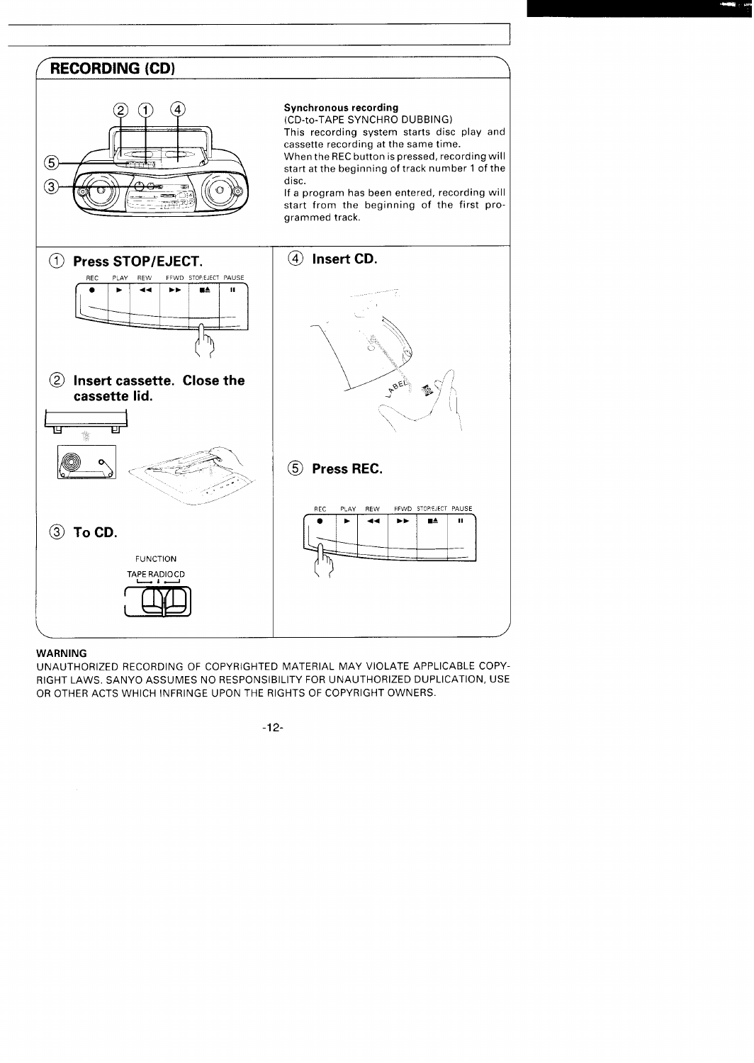## RECORDING (CD)

**Synchronous recording**
(CD-to-TAPE SYNCHRO DUBBING)
This recording system starts disc play and cassette recording at the same time.
When the REC button is pressed, recording will start at the beginning of track number 1 of the disc.
If a program has been entered, recording will start from the beginning of the first programmed track.

### ① Press STOP/EJECT.

REC PLAY REW FFWD STOP/EJECT PAUSE

### ② Insert cassette. Close the cassette lid.

### ③ To CD.

FUNCTION
TAPE RADIO CD

### ④ Insert CD.

### ⑤ Press REC.

REC PLAY REW FFWD STOP/EJECT PAUSE

**WARNING**
UNAUTHORIZED RECORDING OF COPYRIGHTED MATERIAL MAY VIOLATE APPLICABLE COPYRIGHT LAWS. SANYO ASSUMES NO RESPONSIBILITY FOR UNAUTHORIZED DUPLICATION, USE OR OTHER ACTS WHICH INFRINGE UPON THE RIGHTS OF COPYRIGHT OWNERS.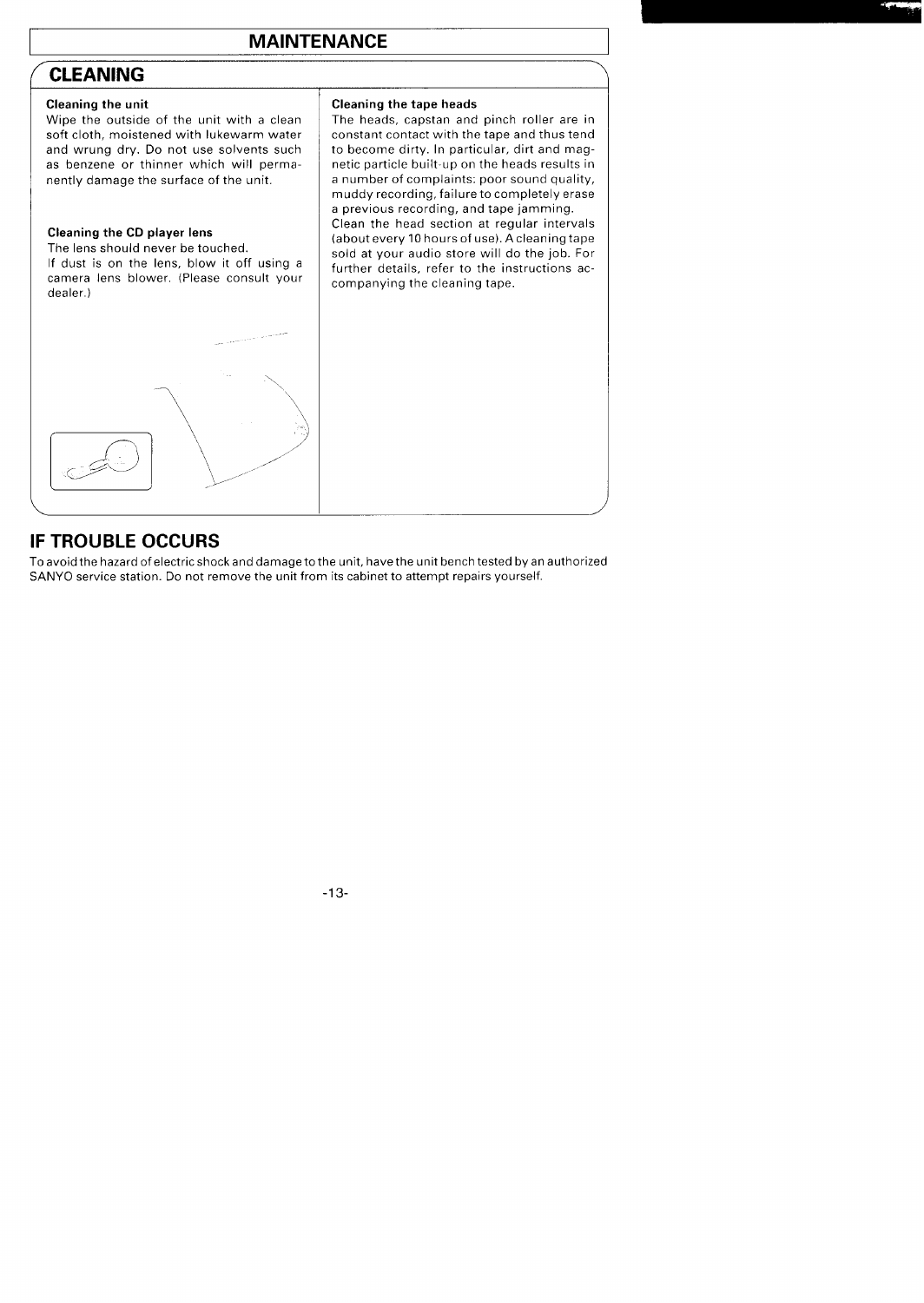# MAINTENANCE

## CLEANING

### Cleaning the unit

Wipe the outside of the unit with a clean soft cloth, moistened with lukewarm water and wrung dry. Do not use solvents such as benzene or thinner which will permanently damage the surface of the unit.

### Cleaning the CD player lens

The lens should never be touched.
If dust is on the lens, blow it off using a camera lens blower. (Please consult your dealer.)

### Cleaning the tape heads

The heads, capstan and pinch roller are in constant contact with the tape and thus tend to become dirty. In particular, dirt and magnetic particle built-up on the heads results in a number of complaints: poor sound quality, muddy recording, failure to completely erase a previous recording, and tape jamming.
Clean the head section at regular intervals (about every 10 hours of use). A cleaning tape sold at your audio store will do the job. For further details, refer to the instructions accompanying the cleaning tape.

## IF TROUBLE OCCURS

To avoid the hazard of electric shock and damage to the unit, have the unit bench tested by an authorized SANYO service station. Do not remove the unit from its cabinet to attempt repairs yourself.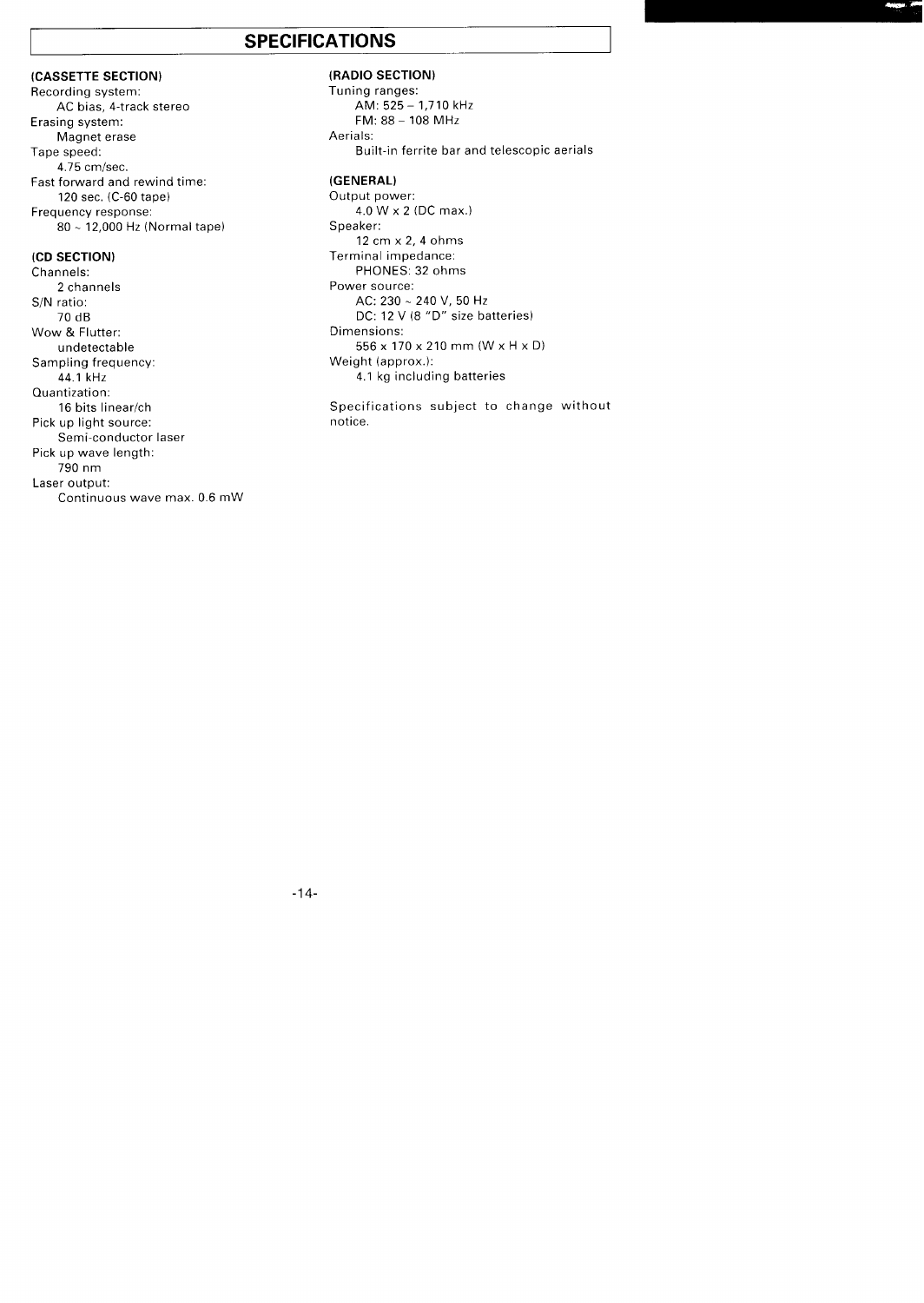# SPECIFICATIONS

**(CASSETTE SECTION)**

Recording system:
  AC bias, 4-track stereo
Erasing system:
  Magnet erase
Tape speed:
  4.75 cm/sec.
Fast forward and rewind time:
  120 sec. (C-60 tape)
Frequency response:
  80 ~ 12,000 Hz (Normal tape)

**(CD SECTION)**

Channels:
  2 channels
S/N ratio:
  70 dB
Wow & Flutter:
  undetectable
Sampling frequency:
  44.1 kHz
Quantization:
  16 bits linear/ch
Pick up light source:
  Semi-conductor laser
Pick up wave length:
  790 nm
Laser output:
  Continuous wave max. 0.6 mW

**(RADIO SECTION)**

Tuning ranges:
  AM: 525 – 1,710 kHz
  FM: 88 – 108 MHz
Aerials:
  Built-in ferrite bar and telescopic aerials

**(GENERAL)**

Output power:
  4.0 W x 2 (DC max.)
Speaker:
  12 cm x 2, 4 ohms
Terminal impedance:
  PHONES: 32 ohms
Power source:
  AC: 230 ~ 240 V, 50 Hz
  DC: 12 V (8 "D" size batteries)
Dimensions:
  556 x 170 x 210 mm (W x H x D)
Weight (approx.):
  4.1 kg including batteries

Specifications subject to change without notice.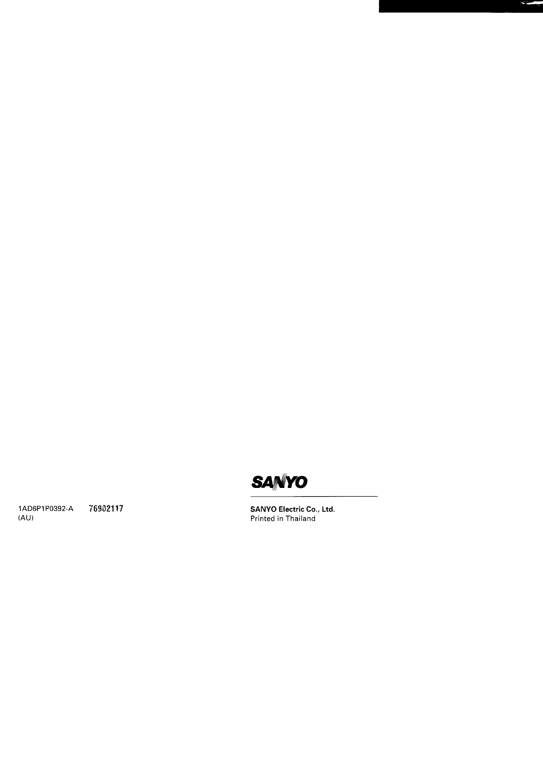SANYO

1AD6P1P0392-A 76902117
(AU)

**SANYO Electric Co., Ltd.**
Printed in Thailand